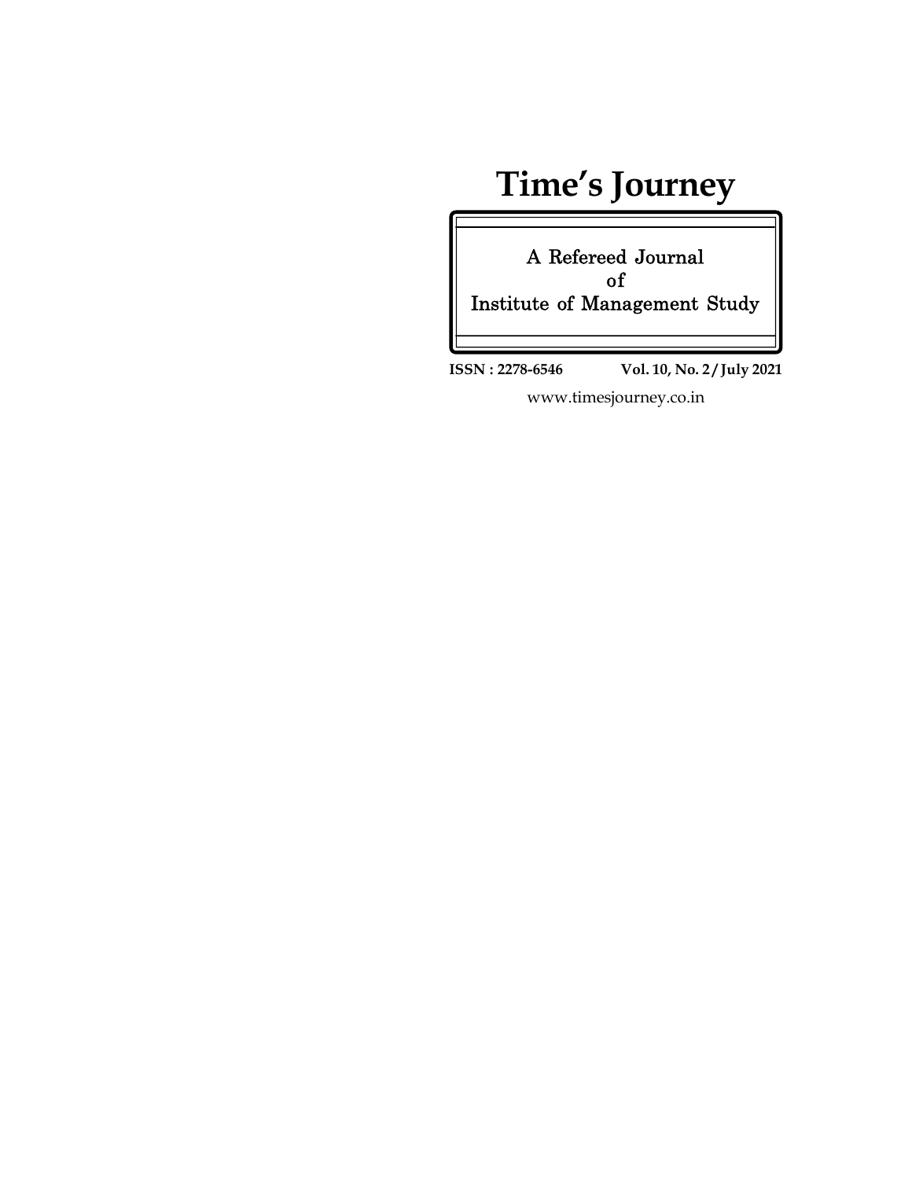# Time's Journey

A Refereed Journal
of
Institute of Management Study

**ISSN : 2278-6546** **Vol. 10, No. 2 / July 2021**

www.timesjourney.co.in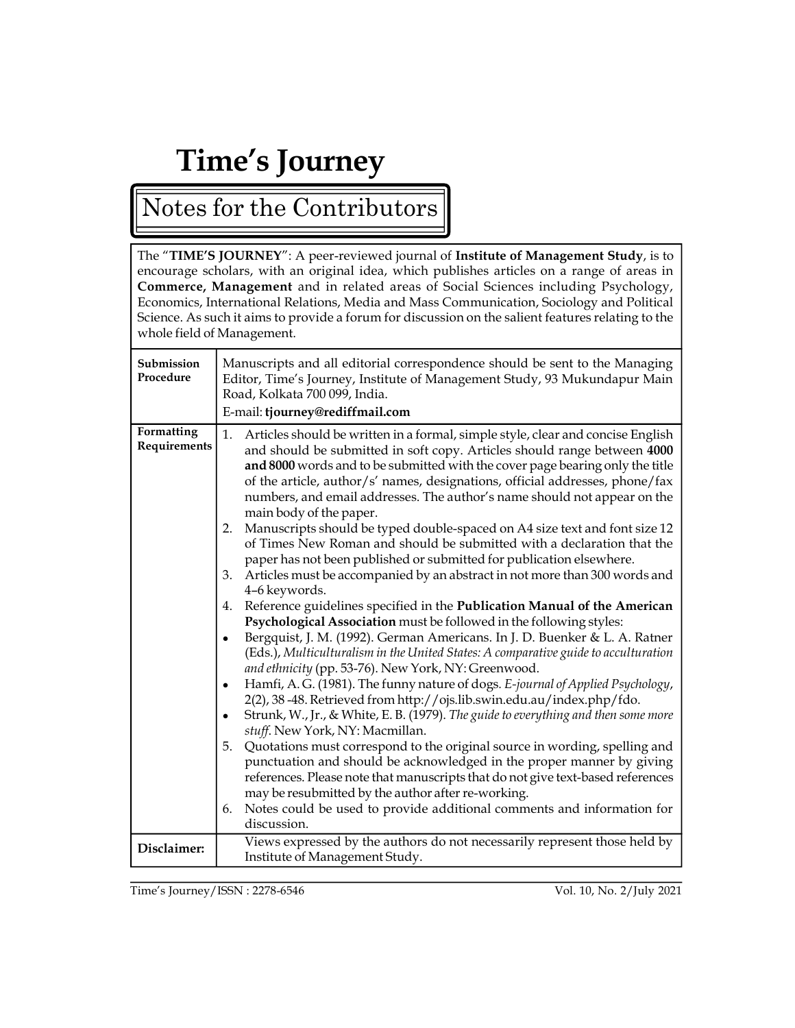# Time's Journey

## Notes for the Contributors

The "**TIME'S JOURNEY**": A peer-reviewed journal of **Institute of Management Study**, is to encourage scholars, with an original idea, which publishes articles on a range of areas in **Commerce, Management** and in related areas of Social Sciences including Psychology, Economics, International Relations, Media and Mass Communication, Sociology and Political Science. As such it aims to provide a forum for discussion on the salient features relating to the whole field of Management.

**Submission Procedure**

Manuscripts and all editorial correspondence should be sent to the Managing Editor, Time's Journey, Institute of Management Study, 93 Mukundapur Main Road, Kolkata 700 099, India.

E-mail: **tjourney@rediffmail.com**

**Formatting Requirements**

1. Articles should be written in a formal, simple style, clear and concise English and should be submitted in soft copy. Articles should range between **4000 and 8000** words and to be submitted with the cover page bearing only the title of the article, author/s' names, designations, official addresses, phone/fax numbers, and email addresses. The author's name should not appear on the main body of the paper.
2. Manuscripts should be typed double-spaced on A4 size text and font size 12 of Times New Roman and should be submitted with a declaration that the paper has not been published or submitted for publication elsewhere.
3. Articles must be accompanied by an abstract in not more than 300 words and 4–6 keywords.
4. Reference guidelines specified in the **Publication Manual of the American Psychological Association** must be followed in the following styles:
   - Bergquist, J. M. (1992). German Americans. In J. D. Buenker & L. A. Ratner (Eds.), *Multiculturalism in the United States: A comparative guide to acculturation and ethnicity* (pp. 53-76). New York, NY: Greenwood.
   - Hamfi, A. G. (1981). The funny nature of dogs. *E-journal of Applied Psychology*, 2(2), 38 -48. Retrieved from http://ojs.lib.swin.edu.au/index.php/fdo.
   - Strunk, W., Jr., & White, E. B. (1979). *The guide to everything and then some more stuff*. New York, NY: Macmillan.
5. Quotations must correspond to the original source in wording, spelling and punctuation and should be acknowledged in the proper manner by giving references. Please note that manuscripts that do not give text-based references may be resubmitted by the author after re-working.
6. Notes could be used to provide additional comments and information for discussion.

**Disclaimer:**

Views expressed by the authors do not necessarily represent those held by Institute of Management Study.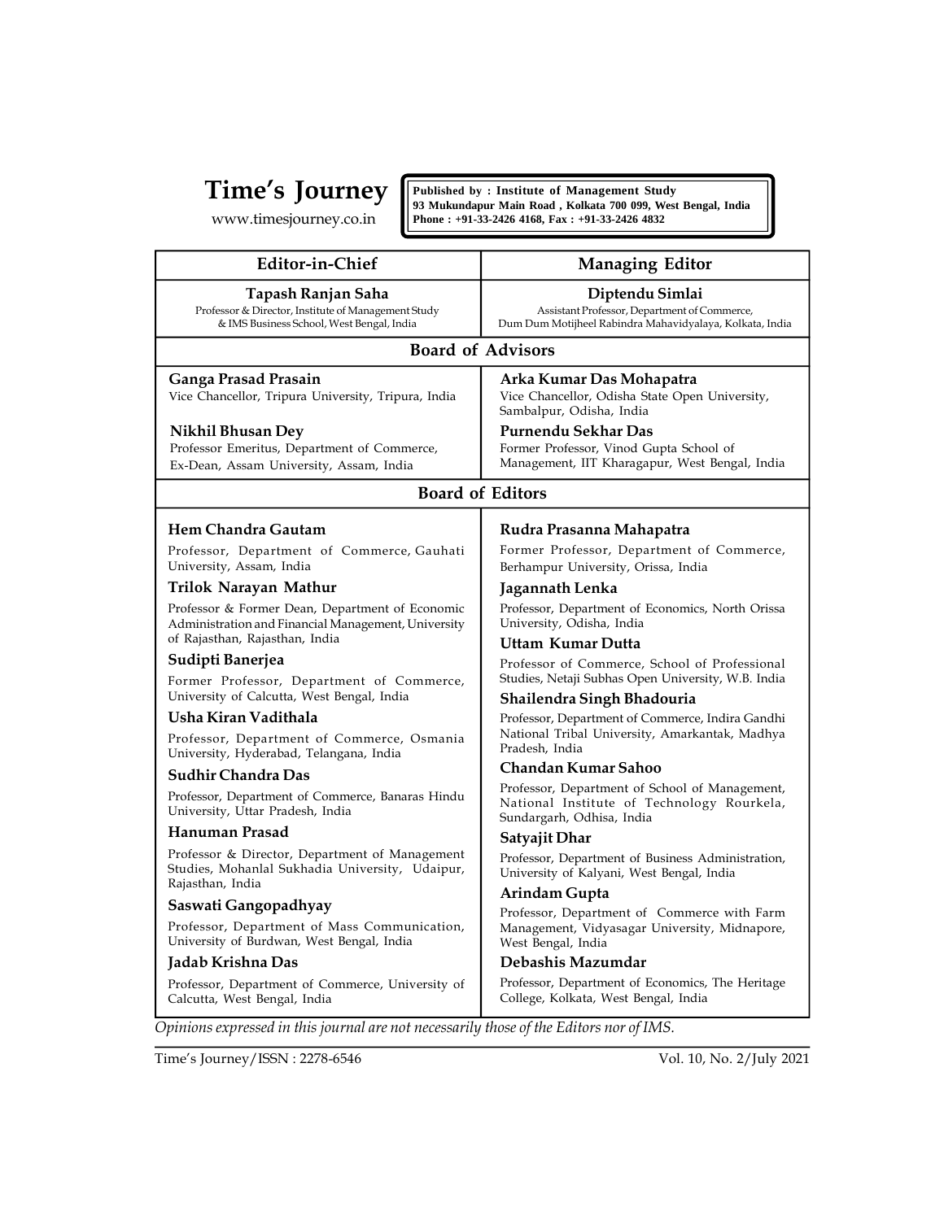# Time's Journey

www.timesjourney.co.in

**Published by : Institute of Management Study**
**93 Mukundapur Main Road , Kolkata 700 099, West Bengal, India**
**Phone : +91-33-2426 4168, Fax : +91-33-2426 4832**

## Editor-in-Chief

**Tapash Ranjan Saha**
Professor & Director, Institute of Management Study & IMS Business School, West Bengal, India

## Managing Editor

**Diptendu Simlai**
Assistant Professor, Department of Commerce, Dum Dum Motijheel Rabindra Mahavidyalaya, Kolkata, India

## Board of Advisors

**Ganga Prasad Prasain**
Vice Chancellor, Tripura University, Tripura, India

**Nikhil Bhusan Dey**
Professor Emeritus, Department of Commerce, Ex-Dean, Assam University, Assam, India

**Arka Kumar Das Mohapatra**
Vice Chancellor, Odisha State Open University, Sambalpur, Odisha, India

**Purnendu Sekhar Das**
Former Professor, Vinod Gupta School of Management, IIT Kharagapur, West Bengal, India

## Board of Editors

**Hem Chandra Gautam**
Professor, Department of Commerce, Gauhati University, Assam, India

**Trilok Narayan Mathur**
Professor & Former Dean, Department of Economic Administration and Financial Management, University of Rajasthan, Rajasthan, India

**Sudipti Banerjea**
Former Professor, Department of Commerce, University of Calcutta, West Bengal, India

**Usha Kiran Vadithala**
Professor, Department of Commerce, Osmania University, Hyderabad, Telangana, India

**Sudhir Chandra Das**
Professor, Department of Commerce, Banaras Hindu University, Uttar Pradesh, India

**Hanuman Prasad**
Professor & Director, Department of Management Studies, Mohanlal Sukhadia University, Udaipur, Rajasthan, India

**Saswati Gangopadhyay**
Professor, Department of Mass Communication, University of Burdwan, West Bengal, India

**Jadab Krishna Das**
Professor, Department of Commerce, University of Calcutta, West Bengal, India

**Rudra Prasanna Mahapatra**
Former Professor, Department of Commerce, Berhampur University, Orissa, India

**Jagannath Lenka**
Professor, Department of Economics, North Orissa University, Odisha, India

**Uttam Kumar Dutta**
Professor of Commerce, School of Professional Studies, Netaji Subhas Open University, W.B. India

**Shailendra Singh Bhadouria**
Professor, Department of Commerce, Indira Gandhi National Tribal University, Amarkantak, Madhya Pradesh, India

**Chandan Kumar Sahoo**
Professor, Department of School of Management, National Institute of Technology Rourkela, Sundargarh, Odhisa, India

**Satyajit Dhar**
Professor, Department of Business Administration, University of Kalyani, West Bengal, India

**Arindam Gupta**
Professor, Department of Commerce with Farm Management, Vidyasagar University, Midnapore, West Bengal, India

**Debashis Mazumdar**
Professor, Department of Economics, The Heritage College, Kolkata, West Bengal, India

*Opinions expressed in this journal are not necessarily those of the Editors nor of IMS.*

Time's Journey/ISSN : 2278-6546 Vol. 10, No. 2/July 2021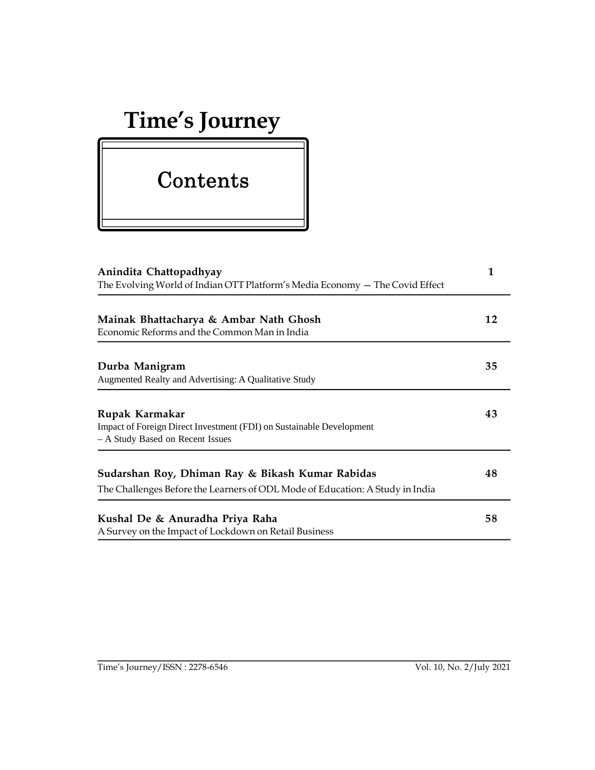# Time's Journey

## Contents

| | |
|---|---|
| **Anindita Chattopadhyay**<br>The Evolving World of Indian OTT Platform's Media Economy — The Covid Effect | **1** |
| **Mainak Bhattacharya & Ambar Nath Ghosh**<br>Economic Reforms and the Common Man in India | **12** |
| **Durba Manigram**<br>Augmented Realty and Advertising: A Qualitative Study | **35** |
| **Rupak Karmakar**<br>Impact of Foreign Direct Investment (FDI) on Sustainable Development – A Study Based on Recent Issues | **43** |
| **Sudarshan Roy, Dhiman Ray & Bikash Kumar Rabidas**<br>The Challenges Before the Learners of ODL Mode of Education: A Study in India | **48** |
| **Kushal De & Anuradha Priya Raha**<br>A Survey on the Impact of Lockdown on Retail Business | **58** |